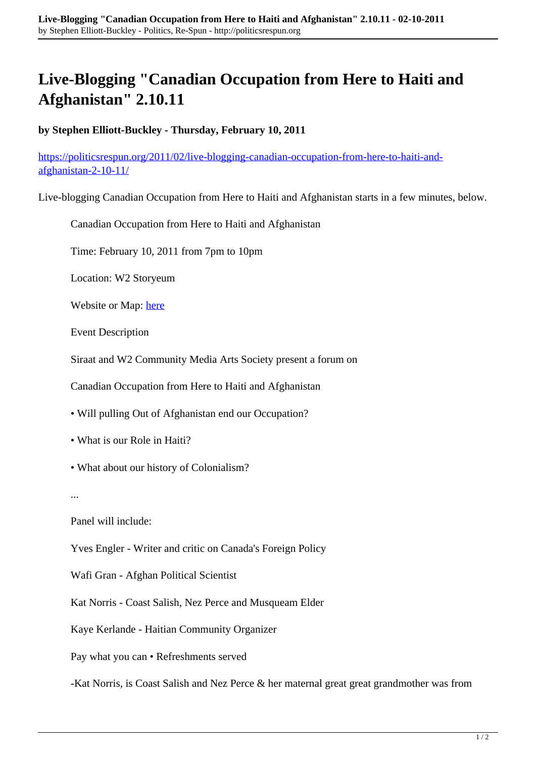# Live-Blogging "Canadian Occupation from Here to Haiti and Afghanistan" 2.10.11

**by Stephen Elliott-Buckley - Thursday, February 10, 2011**

[https://politicsrespun.org/2011/02/live-blogging-canadian-occupation-from-here-to-haiti-and-afghanistan-2-10-11/](https://politicsrespun.org/2011/02/live-blogging-canadian-occupation-from-here-to-haiti-and-afghanistan-2-10-11/)

Live-blogging Canadian Occupation from Here to Haiti and Afghanistan starts in a few minutes, below.

> Canadian Occupation from Here to Haiti and Afghanistan
>
> Time: February 10, 2011 from 7pm to 10pm
>
> Location: W2 Storyeum
>
> Website or Map: here
>
> Event Description
>
> Siraat and W2 Community Media Arts Society present a forum on
>
> Canadian Occupation from Here to Haiti and Afghanistan
>
> • Will pulling Out of Afghanistan end our Occupation?
>
> • What is our Role in Haiti?
>
> • What about our history of Colonialism?
>
> ...
>
> Panel will include:
>
> Yves Engler - Writer and critic on Canada's Foreign Policy
>
> Wafi Gran - Afghan Political Scientist
>
> Kat Norris - Coast Salish, Nez Perce and Musqueam Elder
>
> Kaye Kerlande - Haitian Community Organizer
>
> Pay what you can • Refreshments served
>
> -Kat Norris, is Coast Salish and Nez Perce & her maternal great great grandmother was from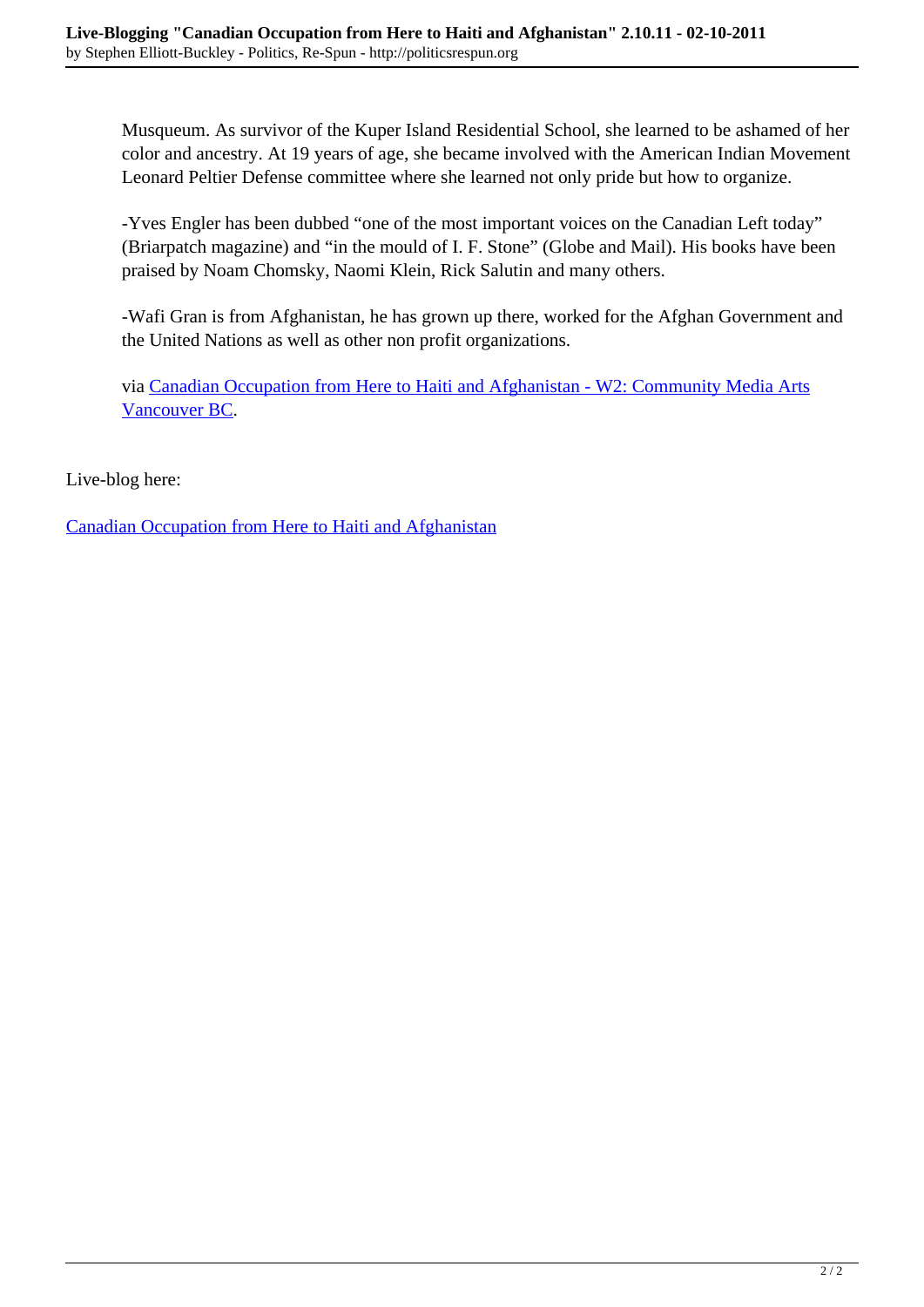> Musqueum. As survivor of the Kuper Island Residential School, she learned to be ashamed of her color and ancestry. At 19 years of age, she became involved with the American Indian Movement Leonard Peltier Defense committee where she learned not only pride but how to organize.
>
> -Yves Engler has been dubbed "one of the most important voices on the Canadian Left today" (Briarpatch magazine) and "in the mould of I. F. Stone" (Globe and Mail). His books have been praised by Noam Chomsky, Naomi Klein, Rick Salutin and many others.
>
> -Wafi Gran is from Afghanistan, he has grown up there, worked for the Afghan Government and the United Nations as well as other non profit organizations.
>
> via Canadian Occupation from Here to Haiti and Afghanistan - W2: Community Media Arts Vancouver BC.

Live-blog here:

Canadian Occupation from Here to Haiti and Afghanistan